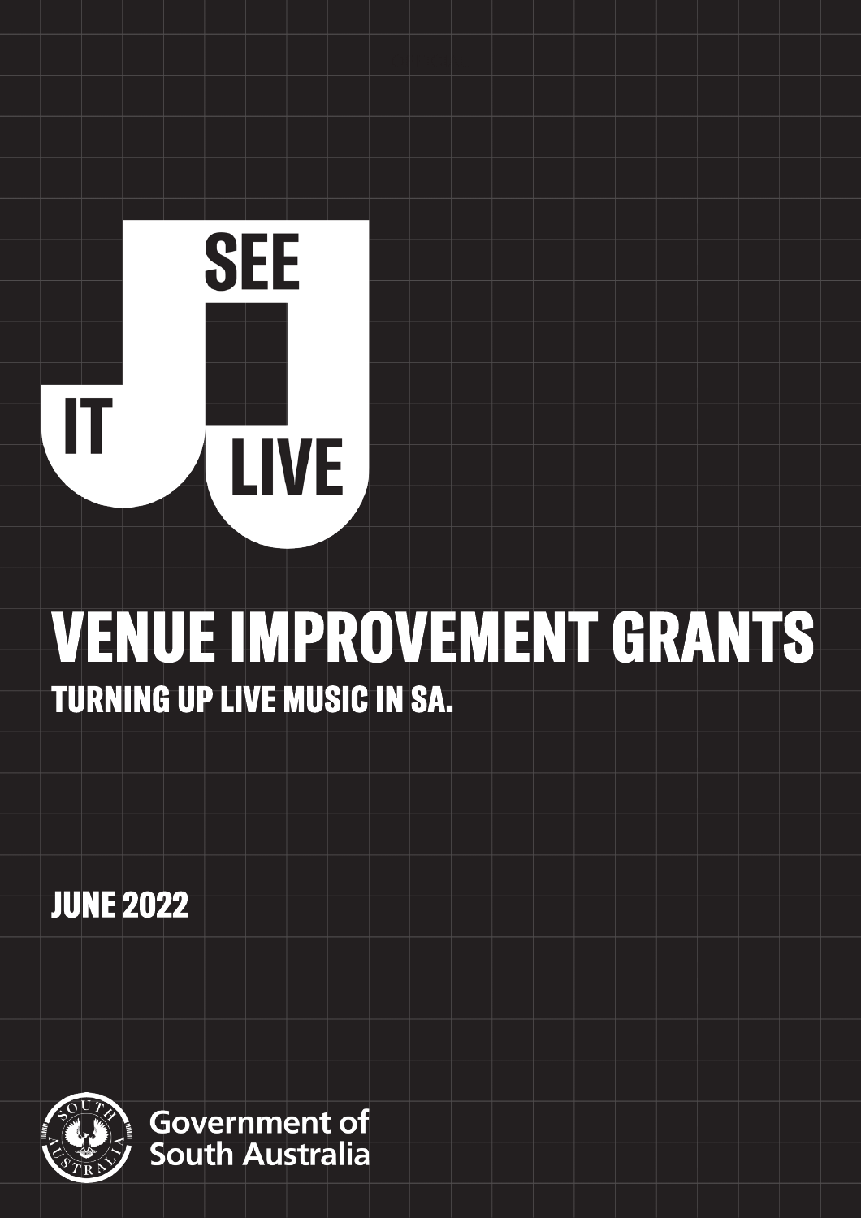SEE IT LIVE

# VENUE IMPROVEMENT GRANTS

## TURNING UP LIVE MUSIC IN SA.

JUNE 2022

Government of South Australia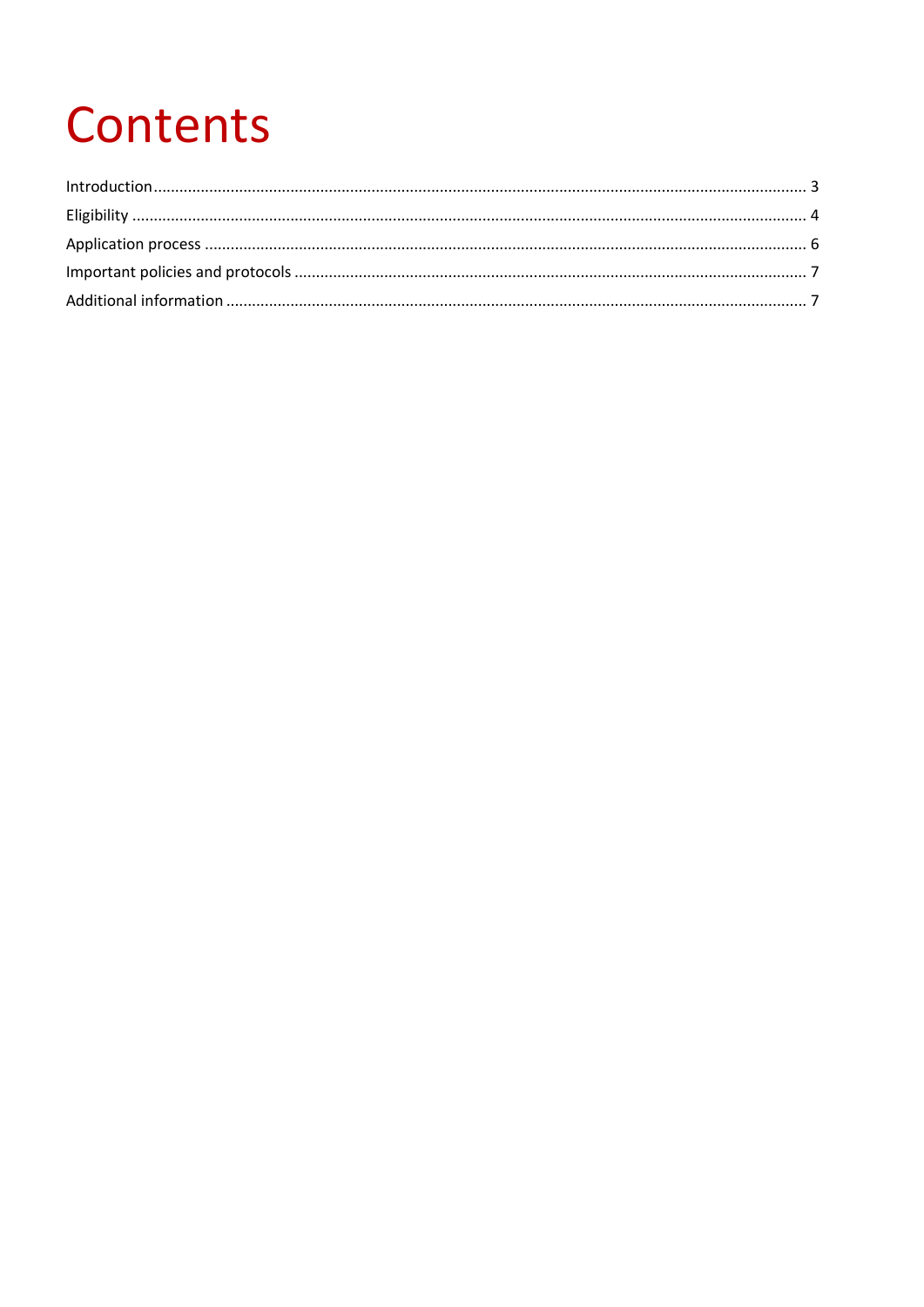# Contents

Introduction ........................................................................................................................................... 3
Eligibility ................................................................................................................................................ 4
Application process ............................................................................................................................... 6
Important policies and protocols ........................................................................................................... 7
Additional information ........................................................................................................................... 7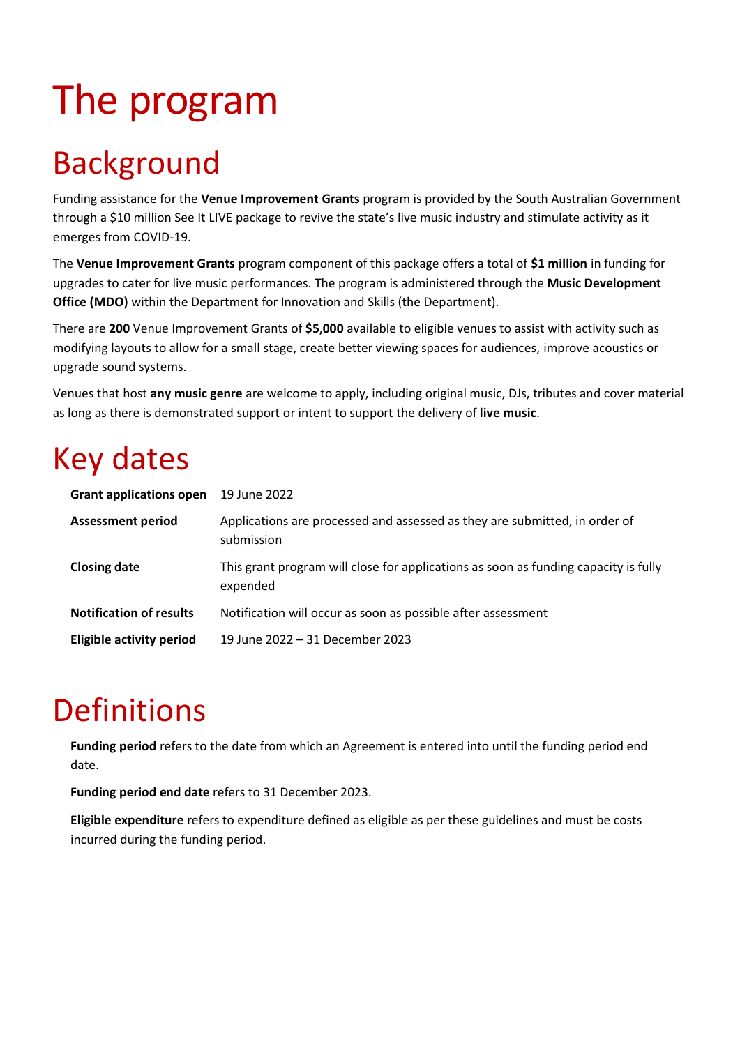# The program

## Background

Funding assistance for the **Venue Improvement Grants** program is provided by the South Australian Government through a $10 million See It LIVE package to revive the state's live music industry and stimulate activity as it emerges from COVID-19.

The **Venue Improvement Grants** program component of this package offers a total of **$1 million** in funding for upgrades to cater for live music performances. The program is administered through the **Music Development Office (MDO)** within the Department for Innovation and Skills (the Department).

There are **200** Venue Improvement Grants of **$5,000** available to eligible venues to assist with activity such as modifying layouts to allow for a small stage, create better viewing spaces for audiences, improve acoustics or upgrade sound systems.

Venues that host **any music genre** are welcome to apply, including original music, DJs, tributes and cover material as long as there is demonstrated support or intent to support the delivery of **live music**.

## Key dates

| | |
|---|---|
| **Grant applications open** | 19 June 2022 |
| **Assessment period** | Applications are processed and assessed as they are submitted, in order of submission |
| **Closing date** | This grant program will close for applications as soon as funding capacity is fully expended |
| **Notification of results** | Notification will occur as soon as possible after assessment |
| **Eligible activity period** | 19 June 2022 – 31 December 2023 |

## Definitions

**Funding period** refers to the date from which an Agreement is entered into until the funding period end date.

**Funding period end date** refers to 31 December 2023.

**Eligible expenditure** refers to expenditure defined as eligible as per these guidelines and must be costs incurred during the funding period.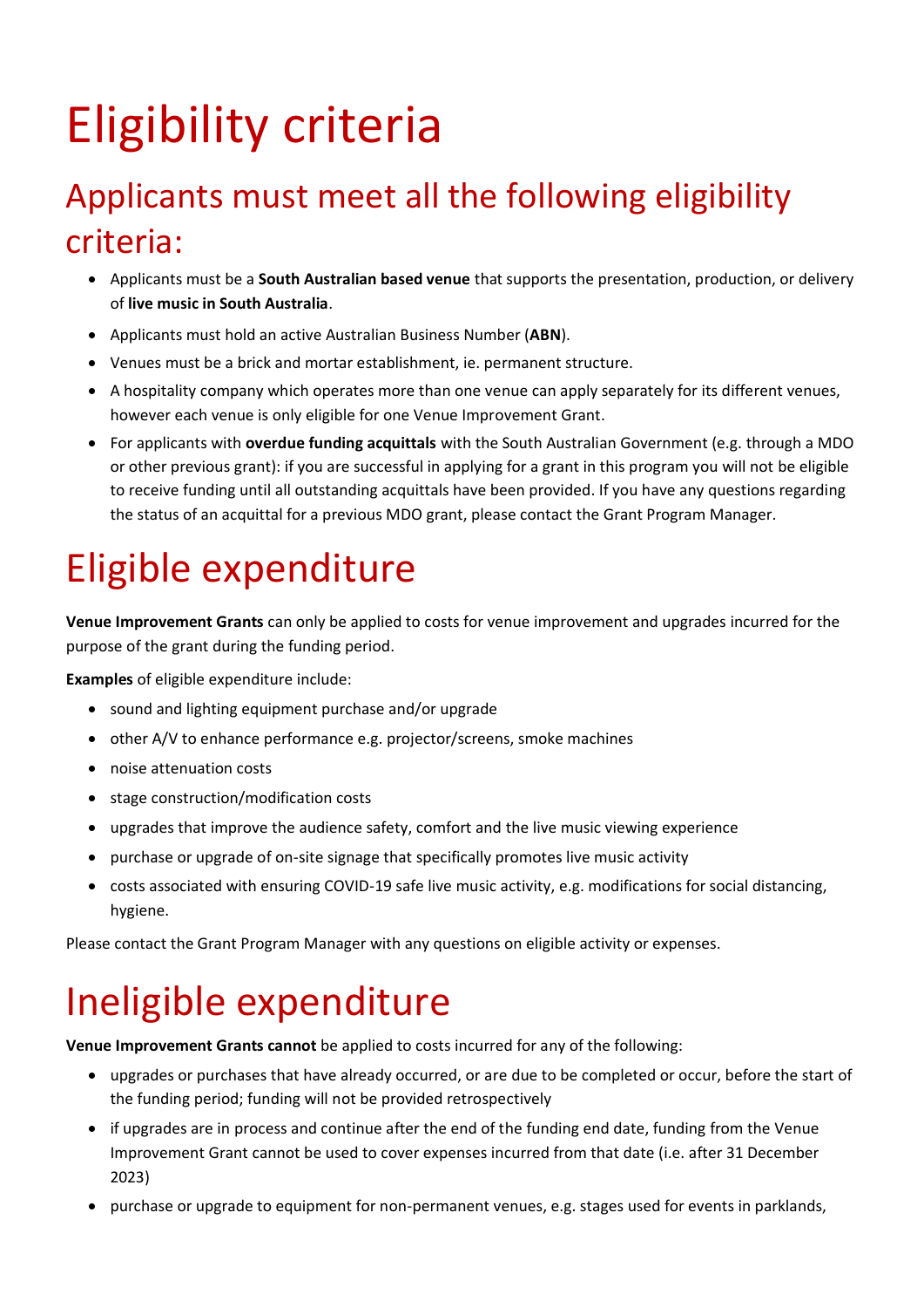# Eligibility criteria

## Applicants must meet all the following eligibility criteria:

- Applicants must be a **South Australian based venue** that supports the presentation, production, or delivery of **live music in South Australia**.
- Applicants must hold an active Australian Business Number (**ABN**).
- Venues must be a brick and mortar establishment, ie. permanent structure.
- A hospitality company which operates more than one venue can apply separately for its different venues, however each venue is only eligible for one Venue Improvement Grant.
- For applicants with **overdue funding acquittals** with the South Australian Government (e.g. through a MDO or other previous grant): if you are successful in applying for a grant in this program you will not be eligible to receive funding until all outstanding acquittals have been provided. If you have any questions regarding the status of an acquittal for a previous MDO grant, please contact the Grant Program Manager.

# Eligible expenditure

**Venue Improvement Grants** can only be applied to costs for venue improvement and upgrades incurred for the purpose of the grant during the funding period.

**Examples** of eligible expenditure include:

- sound and lighting equipment purchase and/or upgrade
- other A/V to enhance performance e.g. projector/screens, smoke machines
- noise attenuation costs
- stage construction/modification costs
- upgrades that improve the audience safety, comfort and the live music viewing experience
- purchase or upgrade of on-site signage that specifically promotes live music activity
- costs associated with ensuring COVID-19 safe live music activity, e.g. modifications for social distancing, hygiene.

Please contact the Grant Program Manager with any questions on eligible activity or expenses.

# Ineligible expenditure

**Venue Improvement Grants cannot** be applied to costs incurred for any of the following:

- upgrades or purchases that have already occurred, or are due to be completed or occur, before the start of the funding period; funding will not be provided retrospectively
- if upgrades are in process and continue after the end of the funding end date, funding from the Venue Improvement Grant cannot be used to cover expenses incurred from that date (i.e. after 31 December 2023)
- purchase or upgrade to equipment for non-permanent venues, e.g. stages used for events in parklands,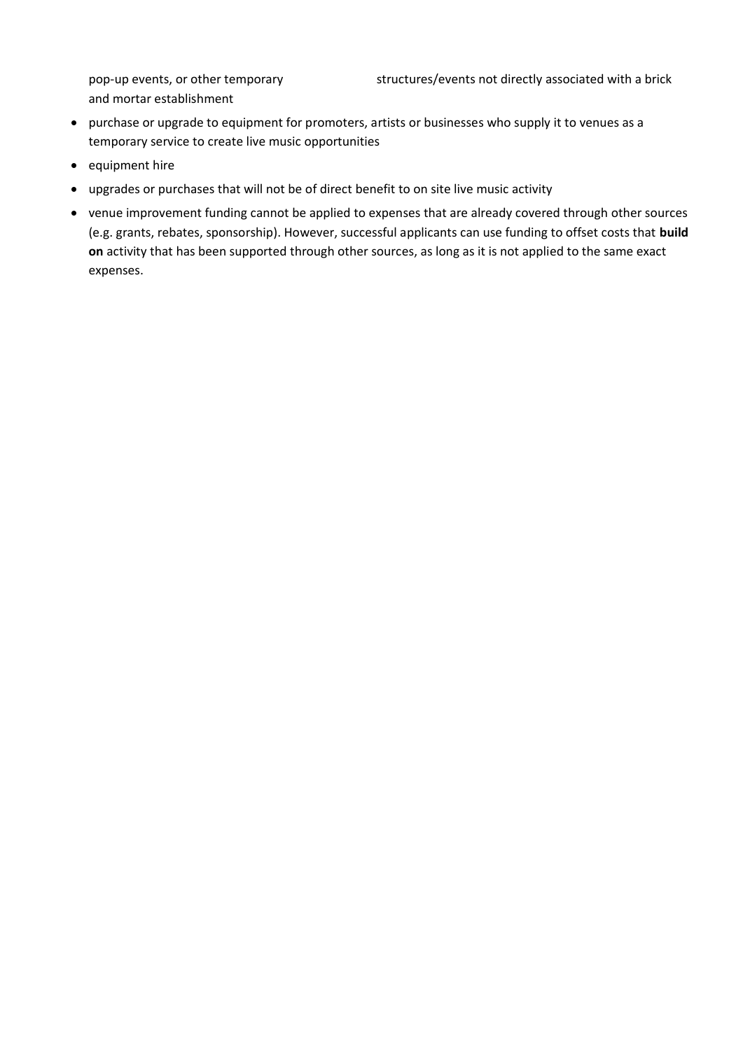pop-up events, or other temporary structures/events not directly associated with a brick and mortar establishment

- purchase or upgrade to equipment for promoters, artists or businesses who supply it to venues as a temporary service to create live music opportunities
- equipment hire
- upgrades or purchases that will not be of direct benefit to on site live music activity
- venue improvement funding cannot be applied to expenses that are already covered through other sources (e.g. grants, rebates, sponsorship). However, successful applicants can use funding to offset costs that **build on** activity that has been supported through other sources, as long as it is not applied to the same exact expenses.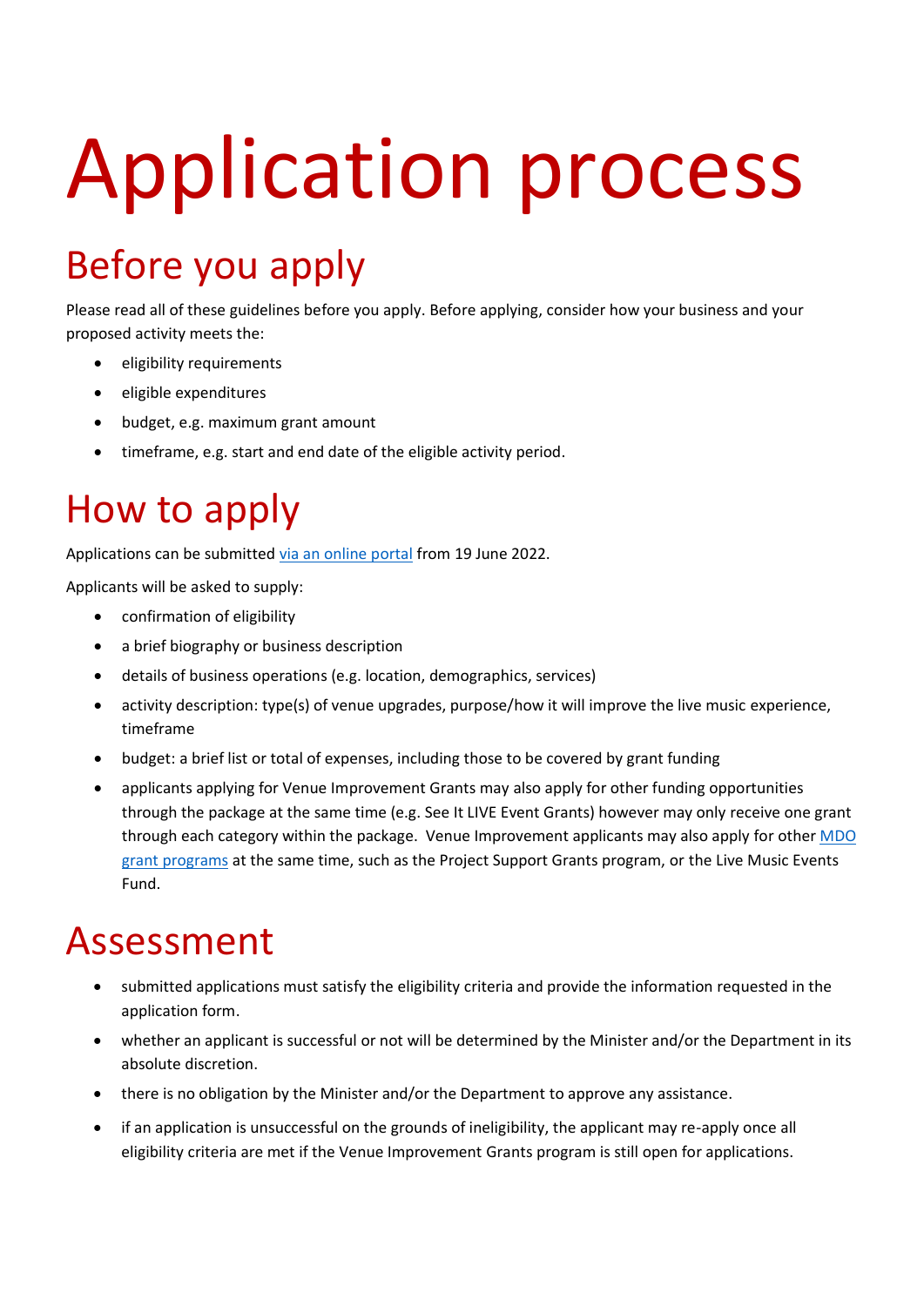# Application process

## Before you apply

Please read all of these guidelines before you apply. Before applying, consider how your business and your proposed activity meets the:

- eligibility requirements
- eligible expenditures
- budget, e.g. maximum grant amount
- timeframe, e.g. start and end date of the eligible activity period.

## How to apply

Applications can be submitted via an online portal from 19 June 2022.

Applicants will be asked to supply:

- confirmation of eligibility
- a brief biography or business description
- details of business operations (e.g. location, demographics, services)
- activity description: type(s) of venue upgrades, purpose/how it will improve the live music experience, timeframe
- budget: a brief list or total of expenses, including those to be covered by grant funding
- applicants applying for Venue Improvement Grants may also apply for other funding opportunities through the package at the same time (e.g. See It LIVE Event Grants) however may only receive one grant through each category within the package. Venue Improvement applicants may also apply for other MDO grant programs at the same time, such as the Project Support Grants program, or the Live Music Events Fund.

## Assessment

- submitted applications must satisfy the eligibility criteria and provide the information requested in the application form.
- whether an applicant is successful or not will be determined by the Minister and/or the Department in its absolute discretion.
- there is no obligation by the Minister and/or the Department to approve any assistance.
- if an application is unsuccessful on the grounds of ineligibility, the applicant may re-apply once all eligibility criteria are met if the Venue Improvement Grants program is still open for applications.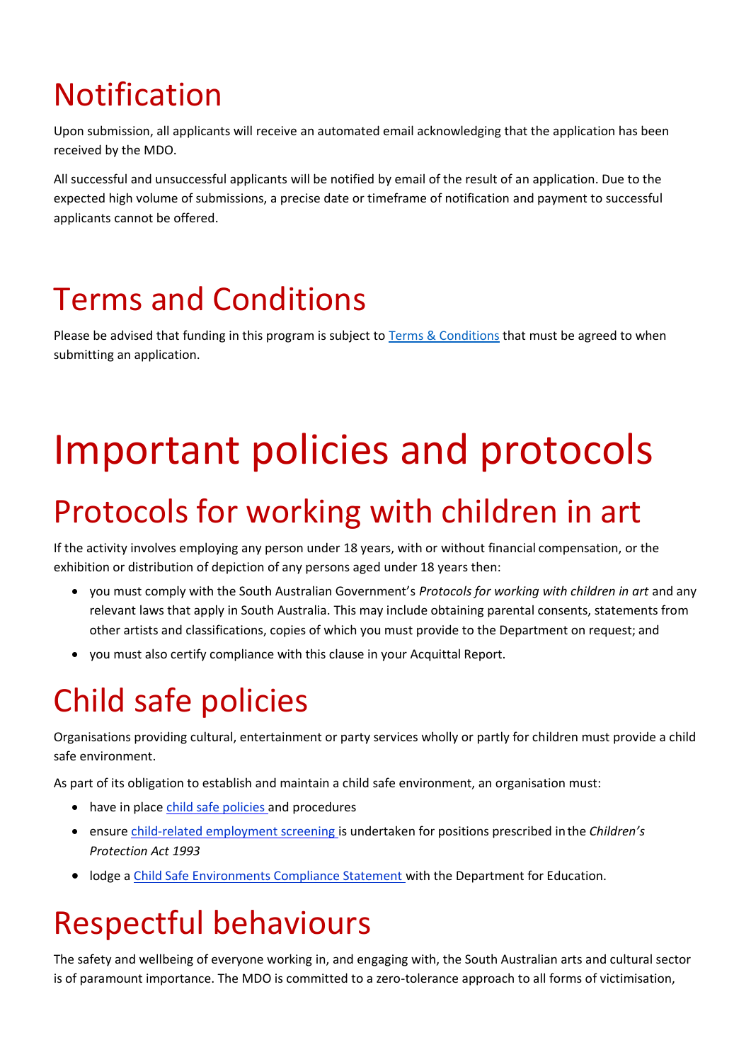## Notification

Upon submission, all applicants will receive an automated email acknowledging that the application has been received by the MDO.

All successful and unsuccessful applicants will be notified by email of the result of an application. Due to the expected high volume of submissions, a precise date or timeframe of notification and payment to successful applicants cannot be offered.

## Terms and Conditions

Please be advised that funding in this program is subject to [Terms & Conditions]() that must be agreed to when submitting an application.

# Important policies and protocols

## Protocols for working with children in art

If the activity involves employing any person under 18 years, with or without financial compensation, or the exhibition or distribution of depiction of any persons aged under 18 years then:

- you must comply with the South Australian Government's *Protocols for working with children in art* and any relevant laws that apply in South Australia. This may include obtaining parental consents, statements from other artists and classifications, copies of which you must provide to the Department on request; and
- you must also certify compliance with this clause in your Acquittal Report.

## Child safe policies

Organisations providing cultural, entertainment or party services wholly or partly for children must provide a child safe environment.

As part of its obligation to establish and maintain a child safe environment, an organisation must:

- have in place [child safe policies]() and procedures
- ensure [child-related employment screening]() is undertaken for positions prescribed in the *Children's Protection Act 1993*
- lodge a [Child Safe Environments Compliance Statement]() with the Department for Education.

## Respectful behaviours

The safety and wellbeing of everyone working in, and engaging with, the South Australian arts and cultural sector is of paramount importance. The MDO is committed to a zero-tolerance approach to all forms of victimisation,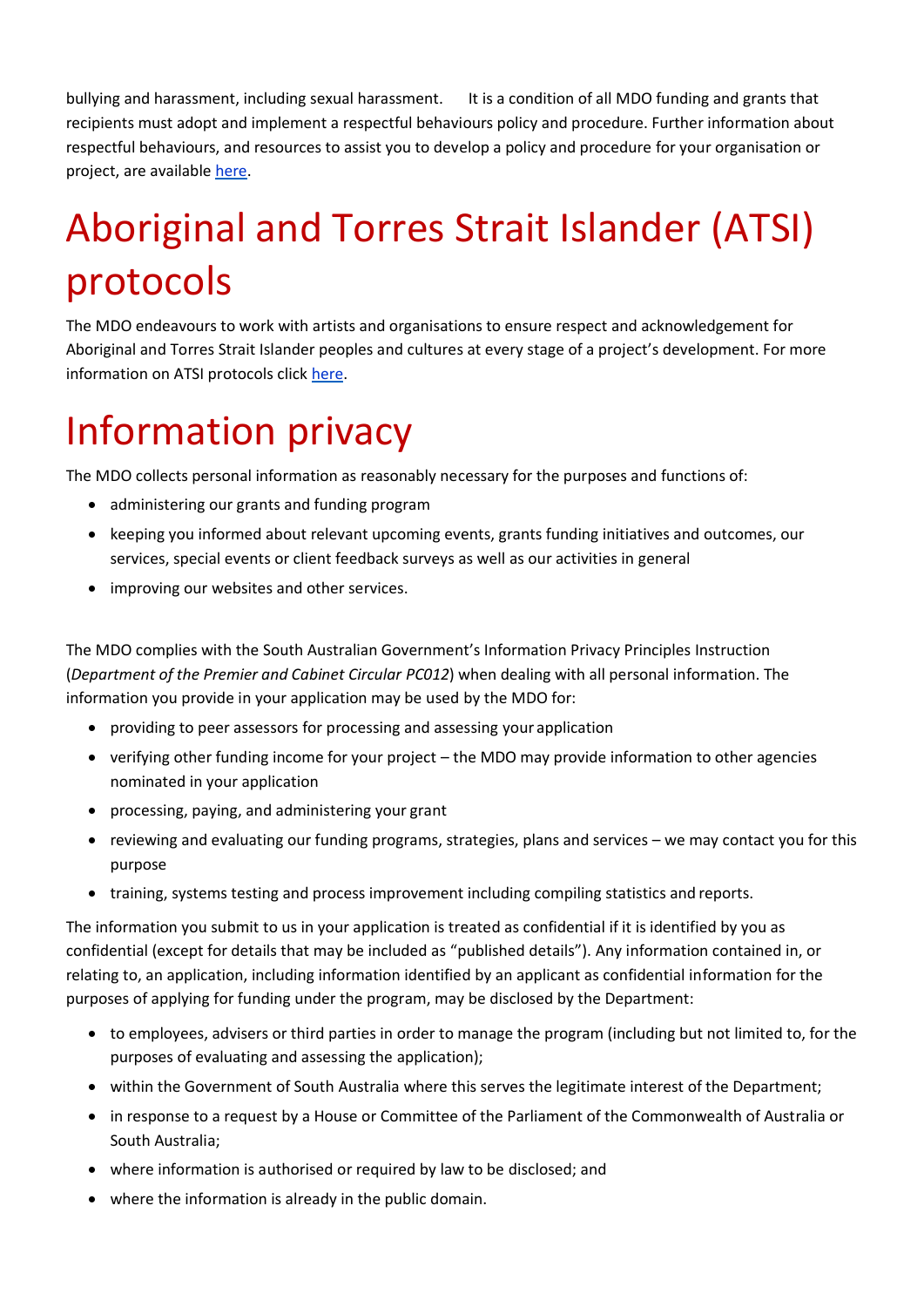bullying and harassment, including sexual harassment. It is a condition of all MDO funding and grants that recipients must adopt and implement a respectful behaviours policy and procedure. Further information about respectful behaviours, and resources to assist you to develop a policy and procedure for your organisation or project, are available here.

# Aboriginal and Torres Strait Islander (ATSI) protocols

The MDO endeavours to work with artists and organisations to ensure respect and acknowledgement for Aboriginal and Torres Strait Islander peoples and cultures at every stage of a project's development. For more information on ATSI protocols click here.

# Information privacy

The MDO collects personal information as reasonably necessary for the purposes and functions of:

- administering our grants and funding program
- keeping you informed about relevant upcoming events, grants funding initiatives and outcomes, our services, special events or client feedback surveys as well as our activities in general
- improving our websites and other services.

The MDO complies with the South Australian Government's Information Privacy Principles Instruction (*Department of the Premier and Cabinet Circular PC012*) when dealing with all personal information. The information you provide in your application may be used by the MDO for:

- providing to peer assessors for processing and assessing your application
- verifying other funding income for your project – the MDO may provide information to other agencies nominated in your application
- processing, paying, and administering your grant
- reviewing and evaluating our funding programs, strategies, plans and services – we may contact you for this purpose
- training, systems testing and process improvement including compiling statistics and reports.

The information you submit to us in your application is treated as confidential if it is identified by you as confidential (except for details that may be included as "published details"). Any information contained in, or relating to, an application, including information identified by an applicant as confidential information for the purposes of applying for funding under the program, may be disclosed by the Department:

- to employees, advisers or third parties in order to manage the program (including but not limited to, for the purposes of evaluating and assessing the application);
- within the Government of South Australia where this serves the legitimate interest of the Department;
- in response to a request by a House or Committee of the Parliament of the Commonwealth of Australia or South Australia;
- where information is authorised or required by law to be disclosed; and
- where the information is already in the public domain.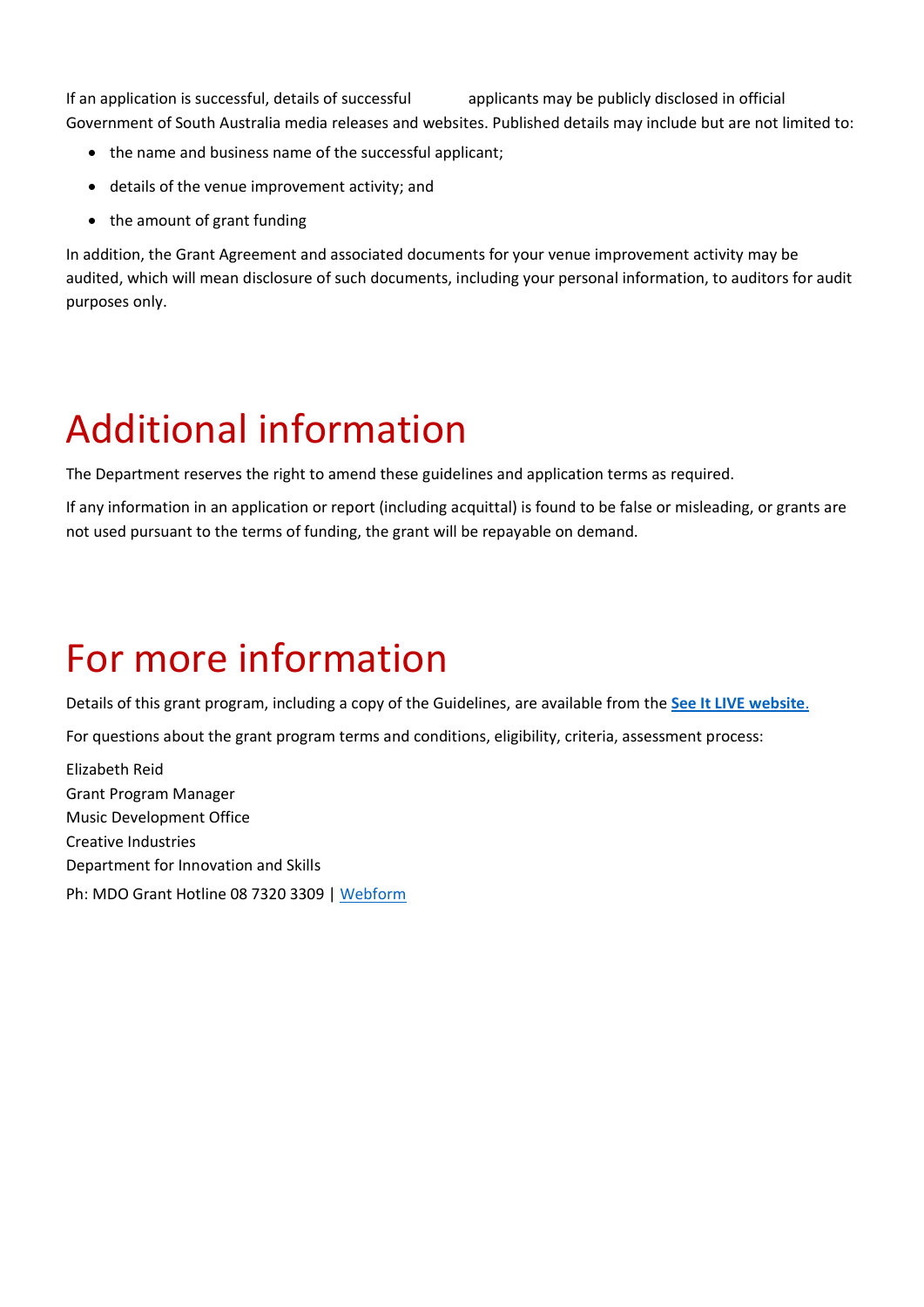If an application is successful, details of successful applicants may be publicly disclosed in official Government of South Australia media releases and websites. Published details may include but are not limited to:

- the name and business name of the successful applicant;
- details of the venue improvement activity; and
- the amount of grant funding

In addition, the Grant Agreement and associated documents for your venue improvement activity may be audited, which will mean disclosure of such documents, including your personal information, to auditors for audit purposes only.

# Additional information

The Department reserves the right to amend these guidelines and application terms as required.

If any information in an application or report (including acquittal) is found to be false or misleading, or grants are not used pursuant to the terms of funding, the grant will be repayable on demand.

# For more information

Details of this grant program, including a copy of the Guidelines, are available from the **See It LIVE website**.

For questions about the grant program terms and conditions, eligibility, criteria, assessment process:

Elizabeth Reid
Grant Program Manager
Music Development Office
Creative Industries
Department for Innovation and Skills
Ph: MDO Grant Hotline 08 7320 3309 | Webform